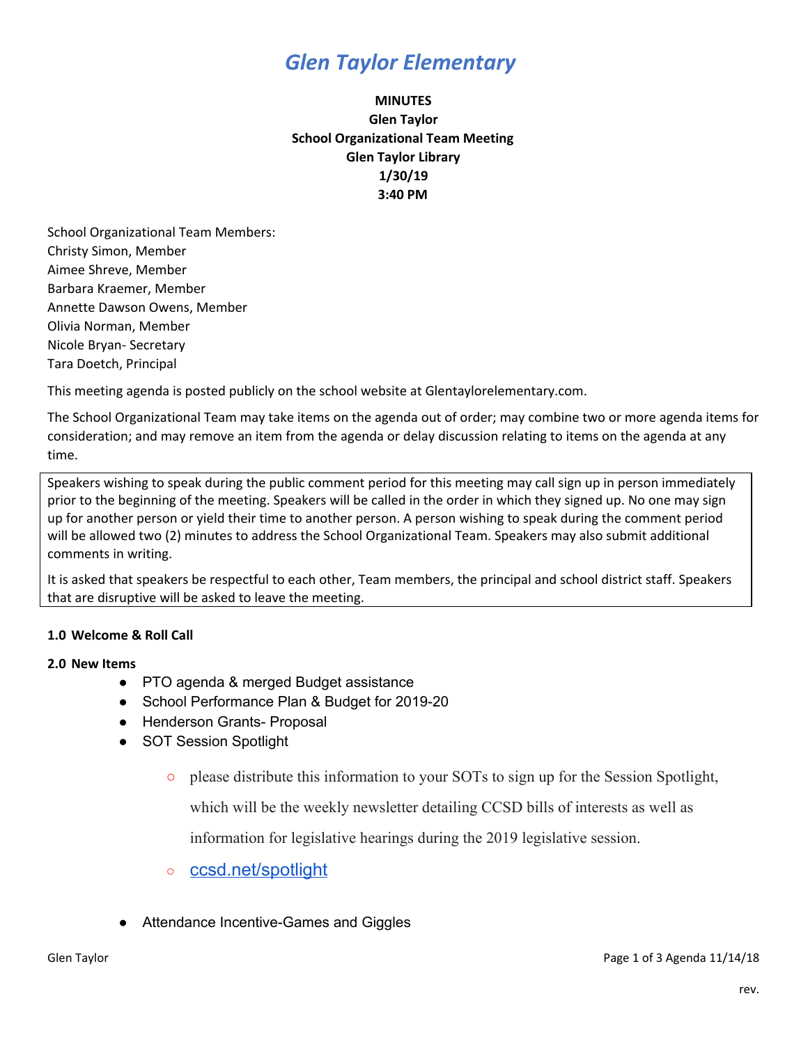# *Glen Taylor Elementary*

**MINUTES**
**Glen Taylor**
**School Organizational Team Meeting**
**Glen Taylor Library**
**1/30/19**
**3:40 PM**

School Organizational Team Members:
Christy Simon, Member
Aimee Shreve, Member
Barbara Kraemer, Member
Annette Dawson Owens, Member
Olivia Norman, Member
Nicole Bryan- Secretary
Tara Doetch, Principal

This meeting agenda is posted publicly on the school website at Glentaylorelementary.com.

The School Organizational Team may take items on the agenda out of order; may combine two or more agenda items for consideration; and may remove an item from the agenda or delay discussion relating to items on the agenda at any time.

> Speakers wishing to speak during the public comment period for this meeting may call sign up in person immediately prior to the beginning of the meeting. Speakers will be called in the order in which they signed up. No one may sign up for another person or yield their time to another person. A person wishing to speak during the comment period will be allowed two (2) minutes to address the School Organizational Team. Speakers may also submit additional comments in writing.
>
> It is asked that speakers be respectful to each other, Team members, the principal and school district staff. Speakers that are disruptive will be asked to leave the meeting.

**1.0 Welcome & Roll Call**

**2.0 New Items**

- PTO agenda & merged Budget assistance
- School Performance Plan & Budget for 2019-20
- Henderson Grants- Proposal
- SOT Session Spotlight
  - please distribute this information to your SOTs to sign up for the Session Spotlight, which will be the weekly newsletter detailing CCSD bills of interests as well as information for legislative hearings during the 2019 legislative session.
  - ccsd.net/spotlight
- Attendance Incentive-Games and Giggles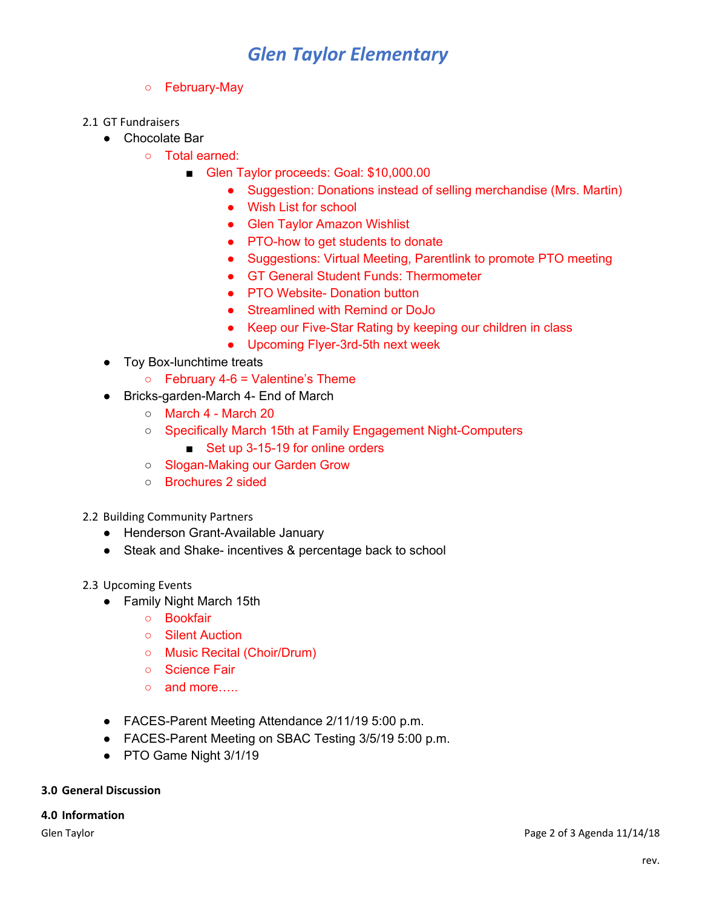- February-May

2.1 GT Fundraisers

- Chocolate Bar
  - Total earned:
    - Glen Taylor proceeds: Goal: $10,000.00
      - Suggestion: Donations instead of selling merchandise (Mrs. Martin)
      - Wish List for school
      - Glen Taylor Amazon Wishlist
      - PTO-how to get students to donate
      - Suggestions: Virtual Meeting, Parentlink to promote PTO meeting
      - GT General Student Funds: Thermometer
      - PTO Website- Donation button
      - Streamlined with Remind or DoJo
      - Keep our Five-Star Rating by keeping our children in class
      - Upcoming Flyer-3rd-5th next week
- Toy Box-lunchtime treats
  - February 4-6 = Valentine's Theme
- Bricks-garden-March 4- End of March
  - March 4 - March 20
  - Specifically March 15th at Family Engagement Night-Computers
    - Set up 3-15-19 for online orders
  - Slogan-Making our Garden Grow
  - Brochures 2 sided

2.2 Building Community Partners

- Henderson Grant-Available January
- Steak and Shake- incentives & percentage back to school

2.3 Upcoming Events

- Family Night March 15th
  - Bookfair
  - Silent Auction
  - Music Recital (Choir/Drum)
  - Science Fair
  - and more…..
- FACES-Parent Meeting Attendance 2/11/19 5:00 p.m.
- FACES-Parent Meeting on SBAC Testing 3/5/19 5:00 p.m.
- PTO Game Night 3/1/19

**3.0 General Discussion**

**4.0 Information**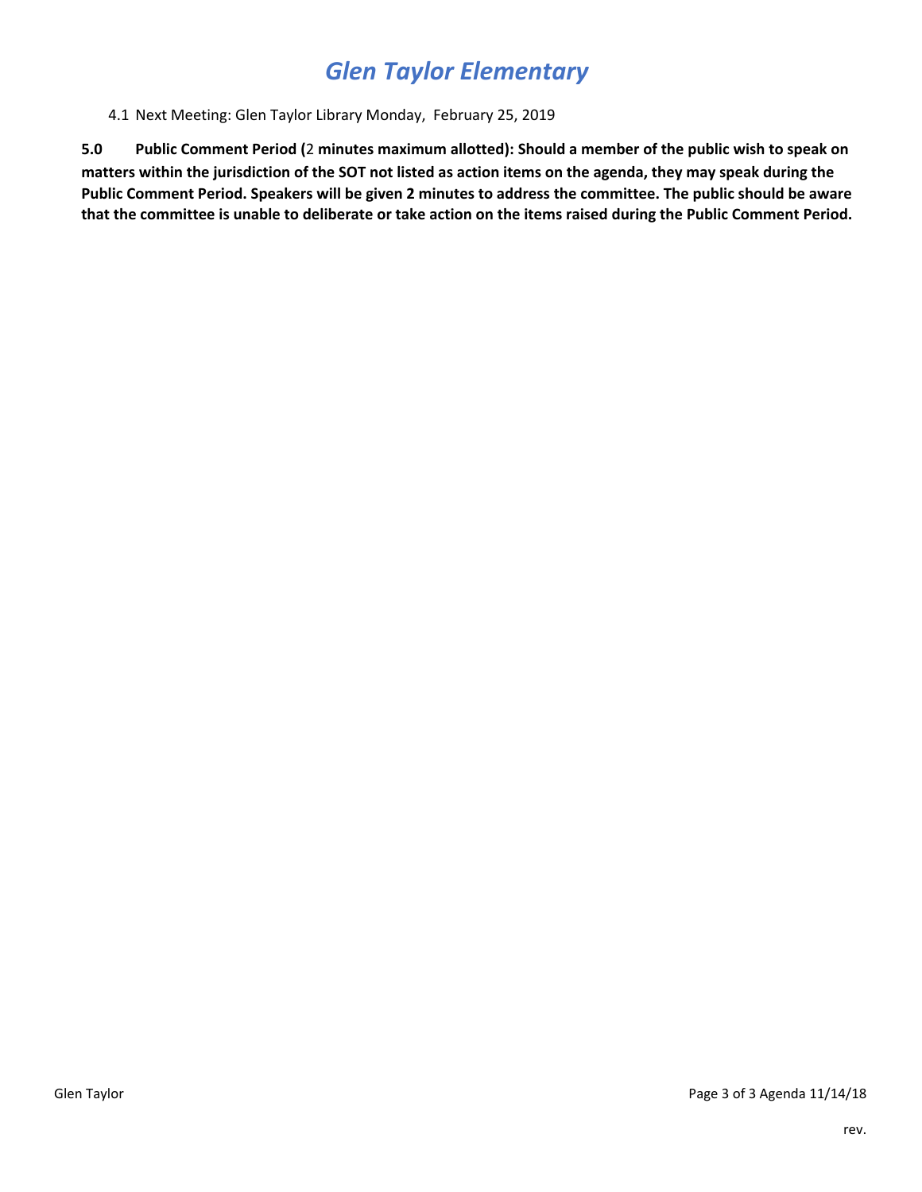# *Glen Taylor Elementary*

4.1 Next Meeting: Glen Taylor Library Monday, February 25, 2019

**5.0 Public Comment Period (**2 **minutes maximum allotted): Should a member of the public wish to speak on matters within the jurisdiction of the SOT not listed as action items on the agenda, they may speak during the Public Comment Period. Speakers will be given 2 minutes to address the committee. The public should be aware that the committee is unable to deliberate or take action on the items raised during the Public Comment Period.**